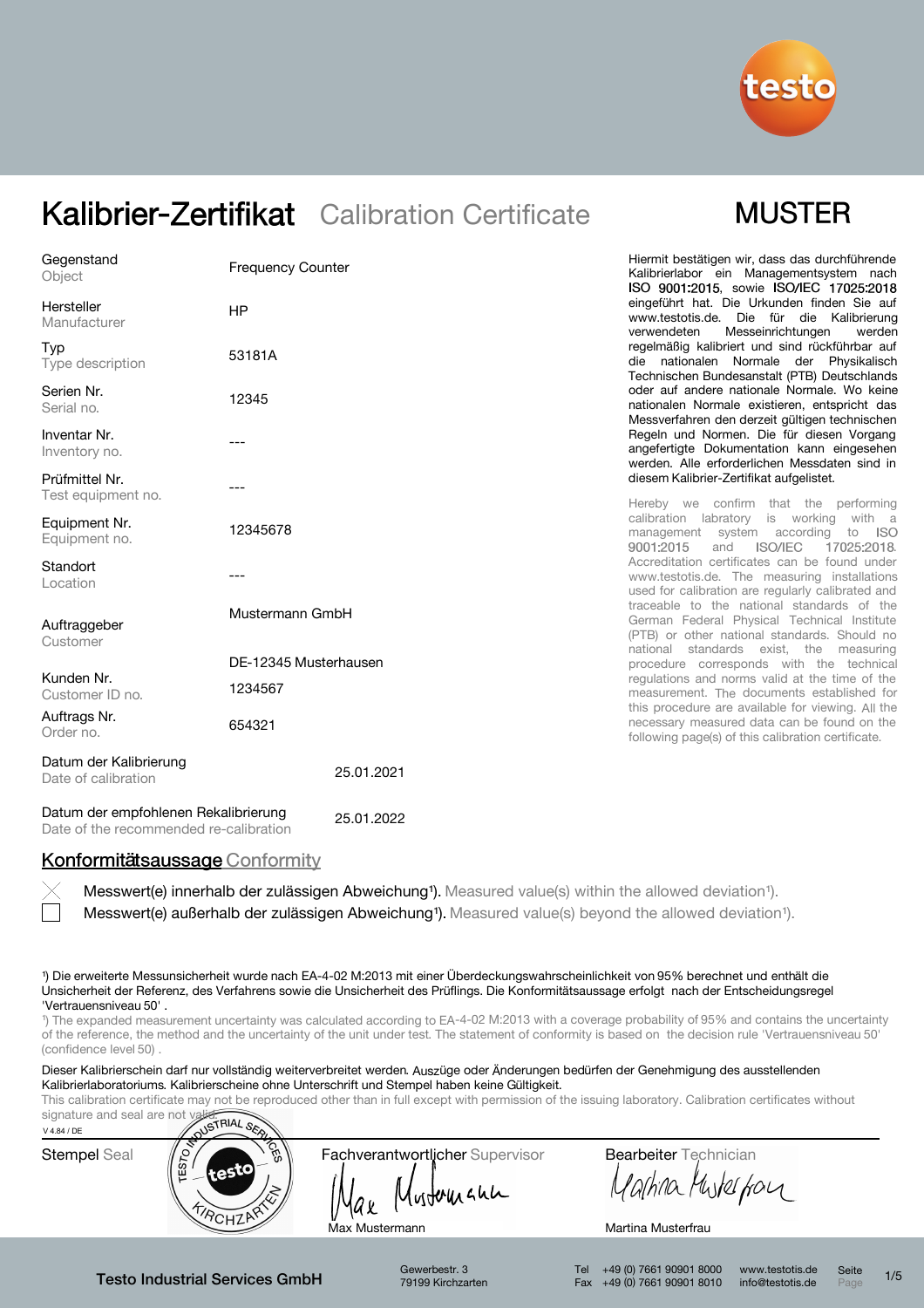# Kalibrier-Zertifikat Calibration Certificate

**MUSTER**

| | |
|---|---|
| Gegenstand / Object | Frequency Counter |
| Hersteller / Manufacturer | HP |
| Typ / Type description | 53181A |
| Serien Nr. / Serial no. | 12345 |
| Inventar Nr. / Inventory no. | --- |
| Prüfmittel Nr. / Test equipment no. | --- |
| Equipment Nr. / Equipment no. | 12345678 |
| Standort / Location | --- |
| Auftraggeber / Customer | Mustermann GmbH<br>DE-12345 Musterhausen |
| Kunden Nr. / Customer ID no. | 1234567 |
| Auftrags Nr. / Order no. | 654321 |
| Datum der Kalibrierung / Date of calibration | 25.01.2021 |
| Datum der empfohlenen Rekalibrierung / Date of the recommended re-calibration | 25.01.2022 |

Hiermit bestätigen wir, dass das durchführende Kalibrierlabor ein Managementsystem nach ISO 9001:2015, sowie ISO/IEC 17025:2018 eingeführt hat. Die Urkunden finden Sie auf www.testotis.de. Die für die Kalibrierung verwendeten Messeinrichtungen werden regelmäßig kalibriert und sind rückführbar auf die nationalen Normale der Physikalisch Technischen Bundesanstalt (PTB) Deutschlands oder auf andere nationale Normale. Wo keine nationalen Normale existieren, entspricht das Messverfahren den derzeit gültigen technischen Regeln und Normen. Die für diesen Vorgang angefertigte Dokumentation kann eingesehen werden. Alle erforderlichen Messdaten sind in diesem Kalibrier-Zertifikat aufgelistet.

Hereby we confirm that the performing calibration laboratory is working with a management system according to ISO 9001:2015 and ISO/IEC 17025:2018. Accreditation certificates can be found under www.testotis.de. The measuring installations used for calibration are regularly calibrated and traceable to the national standards of the German Federal Physical Technical Institute (PTB) or other national standards. Should no national standards exist, the measuring procedure corresponds with the technical regulations and norms valid at the time of the measurement. The documents established for this procedure are available for viewing. All the necessary measured data can be found on the following page(s) of this calibration certificate.

## Konformitätsaussage Conformity

- [x] Messwert(e) innerhalb der zulässigen Abweichung[1]). Measured value(s) within the allowed deviation[1]).
- [ ] Messwert(e) außerhalb der zulässigen Abweichung[1]). Measured value(s) beyond the allowed deviation[1]).

[1]) Die erweiterte Messunsicherheit wurde nach EA-4-02 M:2013 mit einer Überdeckungswahrscheinlichkeit von 95% berechnet und enthält die Unsicherheit der Referenz, des Verfahrens sowie die Unsicherheit des Prüflings. Die Konformitätsaussage erfolgt nach der Entscheidungsregel 'Vertrauensniveau 50' .

[1]) The expanded measurement uncertainty was calculated according to EA-4-02 M:2013 with a coverage probability of 95% and contains the uncertainty of the reference, the method and the uncertainty of the unit under test. The statement of conformity is based on the decision rule 'Vertrauensniveau 50' (confidence level 50) .

Dieser Kalibrierschein darf nur vollständig weiterverbreitet werden. Auszüge oder Änderungen bedürfen der Genehmigung des ausstellenden Kalibrierlaboratoriums. Kalibrierscheine ohne Unterschrift und Stempel haben keine Gültigkeit.

This calibration certificate may not be reproduced other than in full except with permission of the issuing laboratory. Calibration certificates without signature and seal are not valid.

V 4.84 / DE

| Stempel Seal | Fachverantwortlicher Supervisor | Bearbeiter Technician |
|---|---|---|
| Testo Industrial Services Kirchzarten | Max Mustermann | Martina Musterfrau |

Testo Industrial Services GmbH, Gewerbestr. 3, 79199 Kirchzarten, Tel +49 (0) 7661 90901 8000, Fax +49 (0) 7661 90901 8010, www.testotis.de, info@testotis.de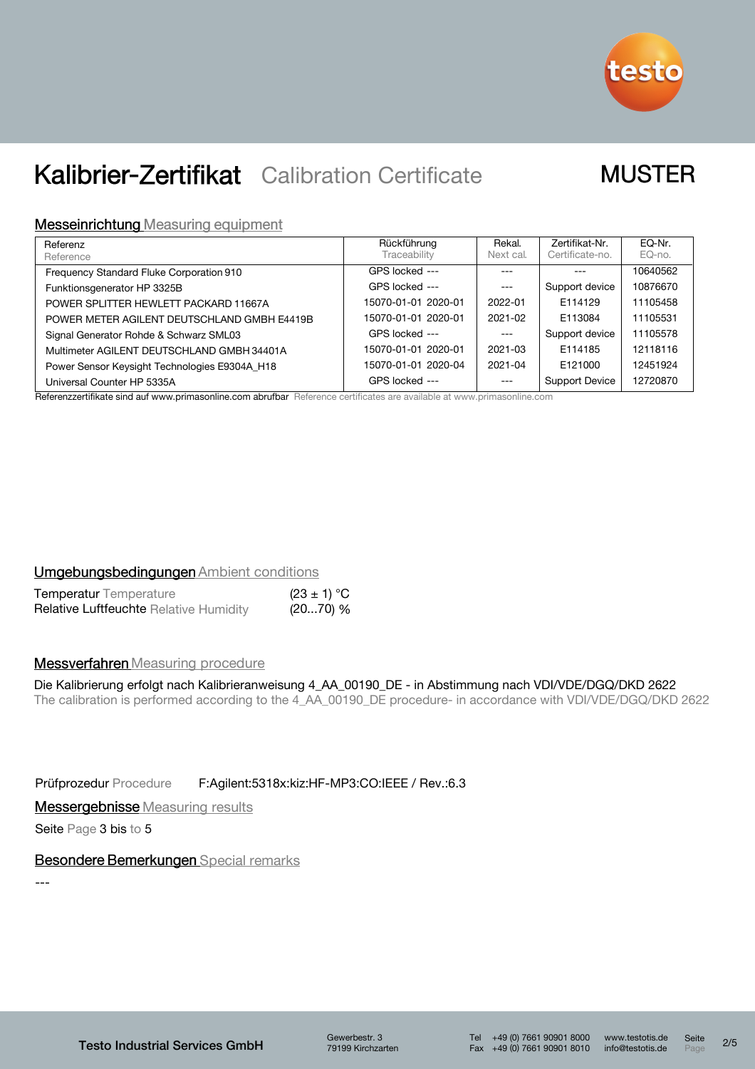# Kalibrier-Zertifikat Calibration Certificate

**MUSTER**

## Messeinrichtung Measuring equipment

| Referenz Reference | Rückführung Traceability | Rekal. Next cal. | Zertifikat-Nr. Certificate-no. | EQ-Nr. EQ-no. |
|---|---|---|---|---|
| Frequency Standard Fluke Corporation 910 | GPS locked --- | --- | --- | 10640562 |
| Funktionsgenerator HP 3325B | GPS locked --- | --- | Support device | 10876670 |
| POWER SPLITTER HEWLETT PACKARD 11667A | 15070-01-01 2020-01 | 2022-01 | E114129 | 11105458 |
| POWER METER AGILENT DEUTSCHLAND GMBH E4419B | 15070-01-01 2020-01 | 2021-02 | E113084 | 11105531 |
| Signal Generator Rohde & Schwarz SML03 | GPS locked --- | --- | Support device | 11105578 |
| Multimeter AGILENT DEUTSCHLAND GMBH 34401A | 15070-01-01 2020-01 | 2021-03 | E114185 | 12118116 |
| Power Sensor Keysight Technologies E9304A_H18 | 15070-01-01 2020-04 | 2021-04 | E121000 | 12451924 |
| Universal Counter HP 5335A | GPS locked --- | --- | Support Device | 12720870 |

Referenzzertifikate sind auf www.primasonline.com abrufbar Reference certificates are available at www.primasonline.com

## Umgebungsbedingungen Ambient conditions

Temperatur Temperature (23 ± 1) °C
Relative Luftfeuchte Relative Humidity (20...70) %

## Messverfahren Measuring procedure

Die Kalibrierung erfolgt nach Kalibrieranweisung 4_AA_00190_DE - in Abstimmung nach VDI/VDE/DGQ/DKD 2622
The calibration is performed according to the 4_AA_00190_DE procedure- in accordance with VDI/VDE/DGQ/DKD 2622

Prüfprozedur Procedure F:Agilent:5318x:kiz:HF-MP3:CO:IEEE / Rev.:6.3

## Messergebnisse Measuring results

Seite Page 3 bis to 5

## Besondere Bemerkungen Special remarks

---

Testo Industrial Services GmbH · Gewerbestr. 3, 79199 Kirchzarten · Tel +49 (0) 7661 90901 8000 · Fax +49 (0) 7661 90901 8010 · www.testotis.de · info@testotis.de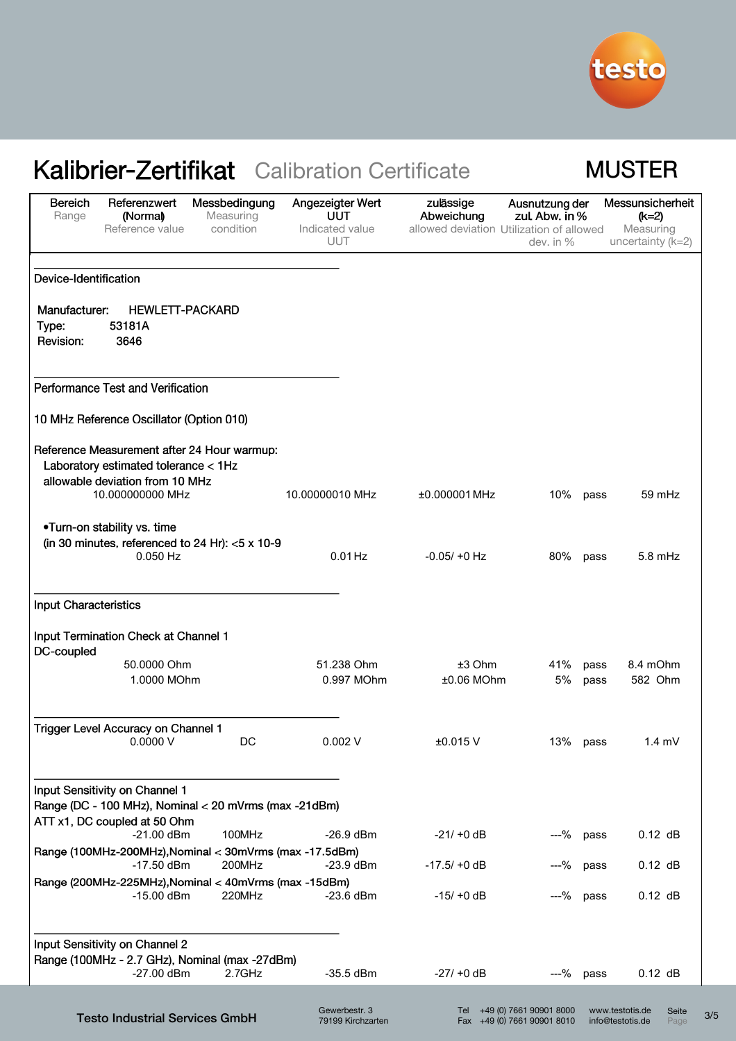# Kalibrier-Zertifikat Calibration Certificate

**MUSTER**

| Bereich<br>Range | Referenzwert (Normal)<br>Reference value | Messbedingung<br>Measuring condition | Angezeigter Wert UUT<br>Indicated value UUT | zulässige Abweichung<br>allowed deviation | Ausnutzung der zul. Abw. in %<br>Utilization of allowed dev. in % | | Messunsicherheit (k=2)<br>Measuring uncertainty (k=2) |
|---|---|---|---|---|---|---|---|

## Device-Identification

Manufacturer: HEWLETT-PACKARD
Type: 53181A
Revision: 3646

## Performance Test and Verification

10 MHz Reference Oscillator (Option 010)

Reference Measurement after 24 Hour warmup:
Laboratory estimated tolerance < 1Hz
allowable deviation from 10 MHz

| Bereich | Referenzwert | Messbedingung | Angezeigter Wert | zulässige Abweichung | Ausnutzung | | Messunsicherheit |
|---|---|---|---|---|---|---|---|
| | 10.000000000 MHz | | 10.00000010 MHz | ±0.000001 MHz | 10% | pass | 59 mHz |

•Turn-on stability vs. time
(in 30 minutes, referenced to 24 Hr): <5 x 10-9

| Bereich | Referenzwert | Messbedingung | Angezeigter Wert | zulässige Abweichung | Ausnutzung | | Messunsicherheit |
|---|---|---|---|---|---|---|---|
| | 0.050 Hz | | 0.01 Hz | -0.05/ +0 Hz | 80% | pass | 5.8 mHz |

## Input Characteristics

Input Termination Check at Channel 1
DC-coupled

| Bereich | Referenzwert | Messbedingung | Angezeigter Wert | zulässige Abweichung | Ausnutzung | | Messunsicherheit |
|---|---|---|---|---|---|---|---|
| | 50.0000 Ohm | | 51.238 Ohm | ±3 Ohm | 41% | pass | 8.4 mOhm |
| | 1.0000 MOhm | | 0.997 MOhm | ±0.06 MOhm | 5% | pass | 582 Ohm |

## Trigger Level Accuracy on Channel 1

| Bereich | Referenzwert | Messbedingung | Angezeigter Wert | zulässige Abweichung | Ausnutzung | | Messunsicherheit |
|---|---|---|---|---|---|---|---|
| | 0.0000 V | DC | 0.002 V | ±0.015 V | 13% | pass | 1.4 mV |

## Input Sensitivity on Channel 1

Range (DC - 100 MHz), Nominal < 20 mVrms (max -21dBm)
ATT x1, DC coupled at 50 Ohm

| Bereich | Referenzwert | Messbedingung | Angezeigter Wert | zulässige Abweichung | Ausnutzung | | Messunsicherheit |
|---|---|---|---|---|---|---|---|
| | -21.00 dBm | 100MHz | -26.9 dBm | -21/ +0 dB | ---% | pass | 0.12 dB |

Range (100MHz-200MHz),Nominal < 30mVrms (max -17.5dBm)

| Bereich | Referenzwert | Messbedingung | Angezeigter Wert | zulässige Abweichung | Ausnutzung | | Messunsicherheit |
|---|---|---|---|---|---|---|---|
| | -17.50 dBm | 200MHz | -23.9 dBm | -17.5/ +0 dB | ---% | pass | 0.12 dB |

Range (200MHz-225MHz),Nominal < 40mVrms (max -15dBm)

| Bereich | Referenzwert | Messbedingung | Angezeigter Wert | zulässige Abweichung | Ausnutzung | | Messunsicherheit |
|---|---|---|---|---|---|---|---|
| | -15.00 dBm | 220MHz | -23.6 dBm | -15/ +0 dB | ---% | pass | 0.12 dB |

## Input Sensitivity on Channel 2

Range (100MHz - 2.7 GHz), Nominal (max -27dBm)

| Bereich | Referenzwert | Messbedingung | Angezeigter Wert | zulässige Abweichung | Ausnutzung | | Messunsicherheit |
|---|---|---|---|---|---|---|---|
| | -27.00 dBm | 2.7GHz | -35.5 dBm | -27/ +0 dB | ---% | pass | 0.12 dB |

Testo Industrial Services GmbH — Gewerbestr. 3, 79199 Kirchzarten — Tel +49 (0) 7661 90901 8000 — Fax +49 (0) 7661 90901 8010 — www.testotis.de — info@testotis.de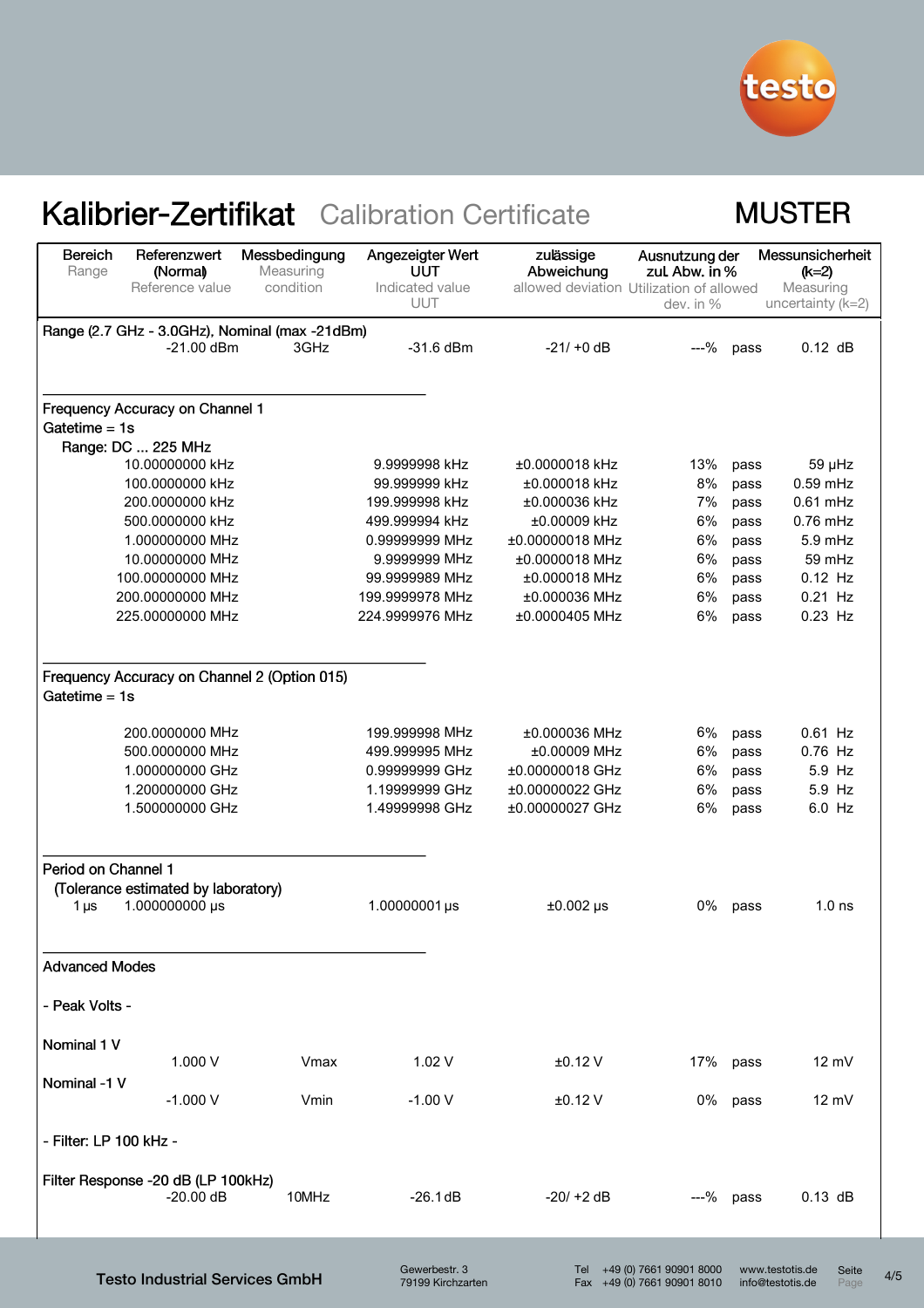# Kalibrier-Zertifikat Calibration Certificate

MUSTER

| Bereich<br>Range | Referenzwert (Normal)<br>Reference value | Messbedingung<br>Measuring condition | Angezeigter Wert UUT<br>Indicated value UUT | zulässige Abweichung<br>allowed deviation | Ausnutzung der zul. Abw. in %<br>Utilization of allowed dev. in % | | Messunsicherheit (k=2)<br>Measuring uncertainty (k=2) |
|---|---|---|---|---|---|---|---|
| **Range (2.7 GHz - 3.0GHz), Nominal (max -21dBm)** | | | | | | | |
| | -21.00 dBm | 3GHz | -31.6 dBm | -21/ +0 dB | ---% | pass | 0.12 dB |
| **Frequency Accuracy on Channel 1** | | | | | | | |
| Gatetime = 1s | | | | | | | |
| Range: DC ... 225 MHz | | | | | | | |
| | 10.00000000 kHz | | 9.9999998 kHz | ±0.0000018 kHz | 13% | pass | 59 µHz |
| | 100.0000000 kHz | | 99.999999 kHz | ±0.000018 kHz | 8% | pass | 0.59 mHz |
| | 200.0000000 kHz | | 199.999998 kHz | ±0.000036 kHz | 7% | pass | 0.61 mHz |
| | 500.0000000 kHz | | 499.999994 kHz | ±0.00009 kHz | 6% | pass | 0.76 mHz |
| | 1.000000000 MHz | | 0.99999999 MHz | ±0.00000018 MHz | 6% | pass | 5.9 mHz |
| | 10.00000000 MHz | | 9.9999999 MHz | ±0.0000018 MHz | 6% | pass | 59 mHz |
| | 100.00000000 MHz | | 99.9999989 MHz | ±0.000018 MHz | 6% | pass | 0.12 Hz |
| | 200.00000000 MHz | | 199.9999978 MHz | ±0.000036 MHz | 6% | pass | 0.21 Hz |
| | 225.00000000 MHz | | 224.9999976 MHz | ±0.0000405 MHz | 6% | pass | 0.23 Hz |
| **Frequency Accuracy on Channel 2 (Option 015)** | | | | | | | |
| Gatetime = 1s | | | | | | | |
| | 200.0000000 MHz | | 199.999998 MHz | ±0.000036 MHz | 6% | pass | 0.61 Hz |
| | 500.0000000 MHz | | 499.999995 MHz | ±0.00009 MHz | 6% | pass | 0.76 Hz |
| | 1.000000000 GHz | | 0.99999999 GHz | ±0.00000018 GHz | 6% | pass | 5.9 Hz |
| | 1.200000000 GHz | | 1.19999999 GHz | ±0.00000022 GHz | 6% | pass | 5.9 Hz |
| | 1.500000000 GHz | | 1.49999998 GHz | ±0.00000027 GHz | 6% | pass | 6.0 Hz |
| **Period on Channel 1** | | | | | | | |
| (Tolerance estimated by laboratory) | | | | | | | |
| 1 µs | 1.000000000 µs | | 1.00000001 µs | ±0.002 µs | 0% | pass | 1.0 ns |
| **Advanced Modes** | | | | | | | |
| - Peak Volts - | | | | | | | |
| Nominal 1 V | | | | | | | |
| | 1.000 V | Vmax | 1.02 V | ±0.12 V | 17% | pass | 12 mV |
| Nominal -1 V | | | | | | | |
| | -1.000 V | Vmin | -1.00 V | ±0.12 V | 0% | pass | 12 mV |
| - Filter: LP 100 kHz - | | | | | | | |
| Filter Response -20 dB (LP 100kHz) | | | | | | | |
| | -20.00 dB | 10MHz | -26.1 dB | -20/ +2 dB | ---% | pass | 0.13 dB |

Testo Industrial Services GmbH · Gewerbestr. 3, 79199 Kirchzarten · Tel +49 (0) 7661 90901 8000 · Fax +49 (0) 7661 90901 8010 · www.testotis.de · info@testotis.de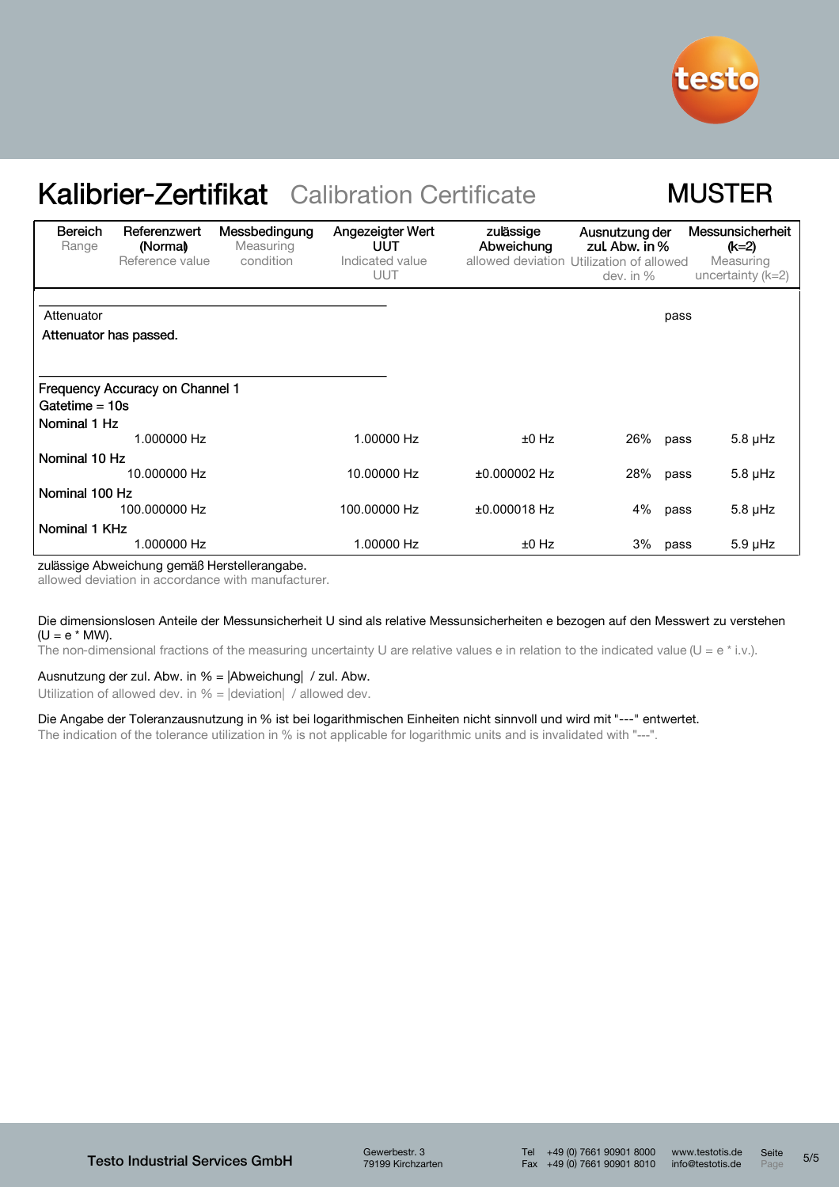# Kalibrier-Zertifikat Calibration Certificate

**MUSTER**

| Bereich<br>Range | Referenzwert (Normal)<br>Reference value | Messbedingung<br>Measuring condition | Angezeigter Wert UUT<br>Indicated value UUT | zulässige Abweichung<br>allowed deviation | Ausnutzung der zul. Abw. in %<br>Utilization of allowed dev. in % | | Messunsicherheit (k=2)<br>Measuring uncertainty (k=2) |
|---|---|---|---|---|---|---|---|
| Attenuator | | | | | | pass | |
| Attenuator has passed. | | | | | | | |
| Frequency Accuracy on Channel 1 | | | | | | | |
| Gatetime = 10s | | | | | | | |
| Nominal 1 Hz | | | | | | | |
| | 1.000000 Hz | | 1.00000 Hz | ±0 Hz | 26% | pass | 5.8 µHz |
| Nominal 10 Hz | | | | | | | |
| | 10.000000 Hz | | 10.00000 Hz | ±0.000002 Hz | 28% | pass | 5.8 µHz |
| Nominal 100 Hz | | | | | | | |
| | 100.000000 Hz | | 100.00000 Hz | ±0.000018 Hz | 4% | pass | 5.8 µHz |
| Nominal 1 KHz | | | | | | | |
| | 1.000000 Hz | | 1.00000 Hz | ±0 Hz | 3% | pass | 5.9 µHz |

zulässige Abweichung gemäß Herstellerangabe.
allowed deviation in accordance with manufacturer.

Die dimensionslosen Anteile der Messunsicherheit U sind als relative Messunsicherheiten e bezogen auf den Messwert zu verstehen (U = e * MW).
The non-dimensional fractions of the measuring uncertainty U are relative values e in relation to the indicated value (U = e * i.v.).

Ausnutzung der zul. Abw. in % = |Abweichung| / zul. Abw.
Utilization of allowed dev. in % = |deviation| / allowed dev.

Die Angabe der Toleranzausnutzung in % ist bei logarithmischen Einheiten nicht sinnvoll und wird mit "---" entwertet.
The indication of the tolerance utilization in % is not applicable for logarithmic units and is invalidated with "---".